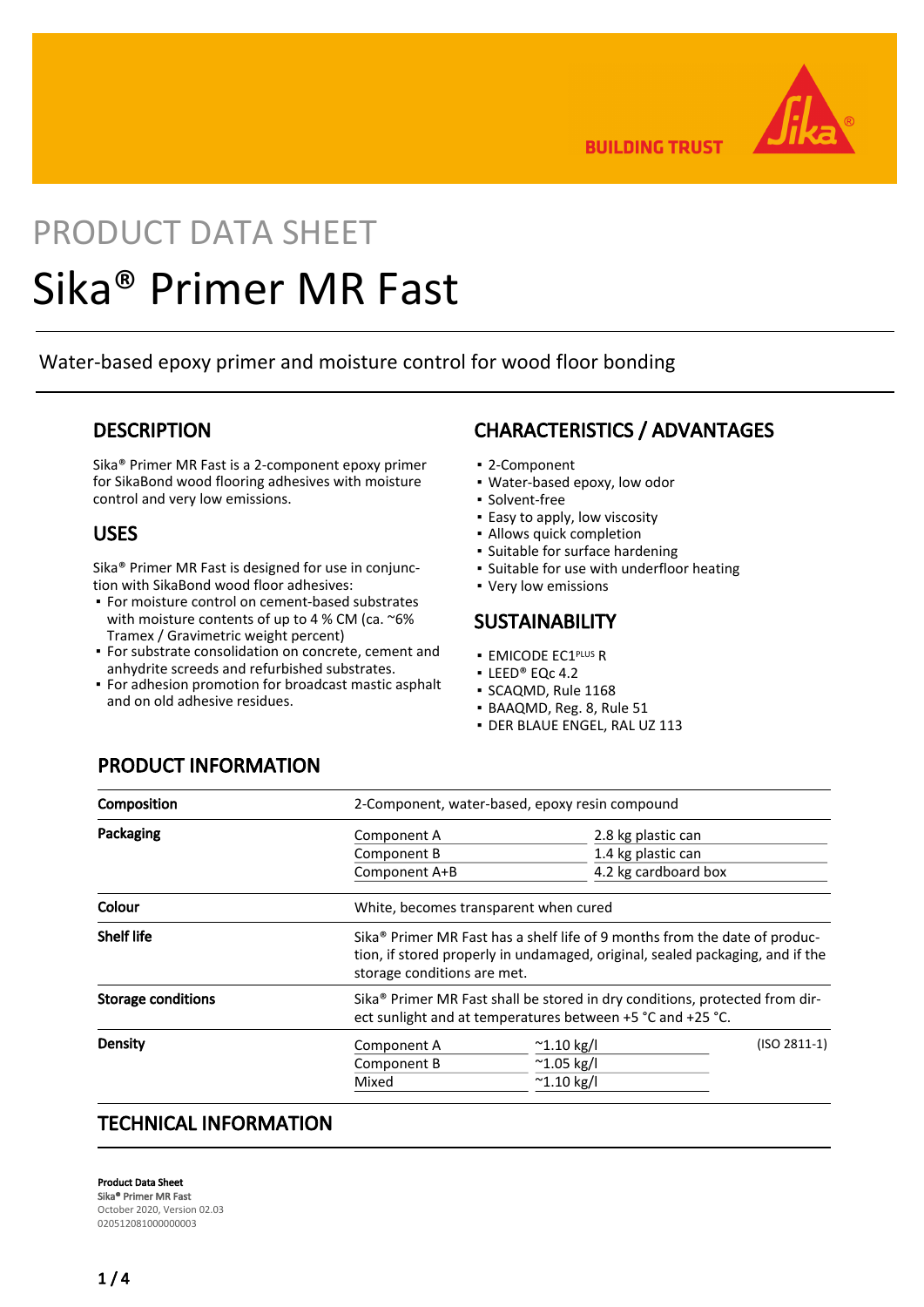# PRODUCT DATA SHEET

# Sika® Primer MR Fast

Water-based epoxy primer and moisture control for wood floor bonding

## DESCRIPTION

Sika® Primer MR Fast is a 2-component epoxy primer for SikaBond wood flooring adhesives with moisture control and very low emissions.

## USES

Sika® Primer MR Fast is designed for use in conjunction with SikaBond wood floor adhesives:

- For moisture control on cement-based substrates with moisture contents of up to 4 % CM (ca. ~6% Tramex / Gravimetric weight percent)
- For substrate consolidation on concrete, cement and anhydrite screeds and refurbished substrates.
- For adhesion promotion for broadcast mastic asphalt and on old adhesive residues.

## CHARACTERISTICS / ADVANTAGES

- 2-Component
- Water-based epoxy, low odor
- Solvent-free
- Easy to apply, low viscosity
- Allows quick completion
- Suitable for surface hardening
- Suitable for use with underfloor heating
- Very low emissions

## SUSTAINABILITY

- EMICODE EC1PLUS R
- LEED® EQc 4.2
- SCAQMD, Rule 1168
- BAAQMD, Reg. 8, Rule 51
- DER BLAUE ENGEL, RAL UZ 113

## PRODUCT INFORMATION

| | | | |
|---|---|---|---|
| **Composition** | 2-Component, water-based, epoxy resin compound | | |
| **Packaging** | Component A | 2.8 kg plastic can | |
| | Component B | 1.4 kg plastic can | |
| | Component A+B | 4.2 kg cardboard box | |
| **Colour** | White, becomes transparent when cured | | |
| **Shelf life** | Sika® Primer MR Fast has a shelf life of 9 months from the date of production, if stored properly in undamaged, original, sealed packaging, and if the storage conditions are met. | | |
| **Storage conditions** | Sika® Primer MR Fast shall be stored in dry conditions, protected from direct sunlight and at temperatures between +5 °C and +25 °C. | | |
| **Density** | Component A | ~1.10 kg/l | (ISO 2811-1) |
| | Component B | ~1.05 kg/l | |
| | Mixed | ~1.10 kg/l | |

## TECHNICAL INFORMATION

**Product Data Sheet**
Sika® Primer MR Fast
October 2020, Version 02.03
020512081000000003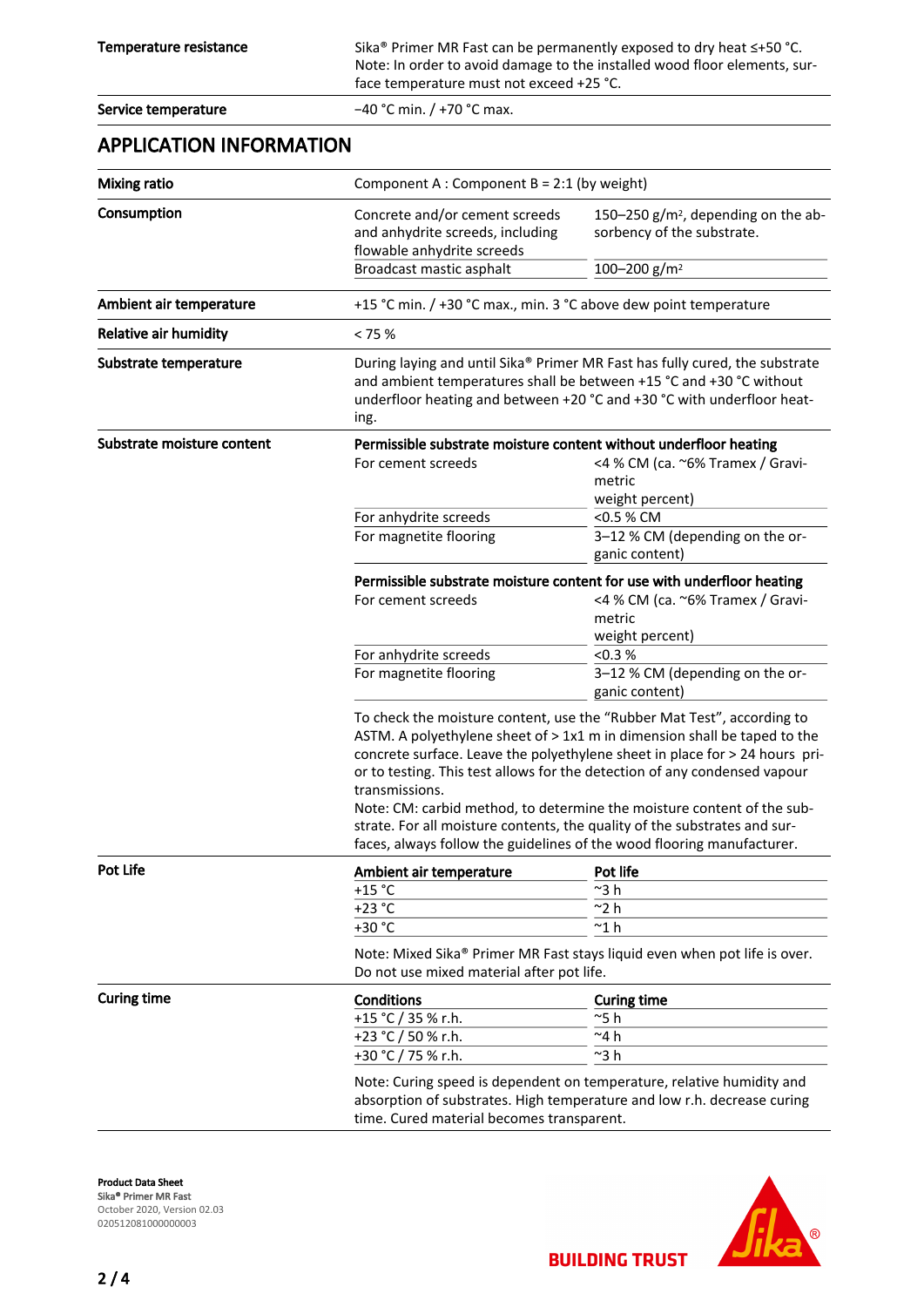| | |
|---|---|
| **Temperature resistance** | Sika® Primer MR Fast can be permanently exposed to dry heat ≤+50 °C. Note: In order to avoid damage to the installed wood floor elements, surface temperature must not exceed +25 °C. |
| **Service temperature** | −40 °C min. / +70 °C max. |

## APPLICATION INFORMATION

**Mixing ratio**

Component A : Component B = 2:1 (by weight)

**Consumption**

| | |
|---|---|
| Concrete and/or cement screeds and anhydrite screeds, including flowable anhydrite screeds | 150–250 g/m², depending on the absorbency of the substrate. |
| Broadcast mastic asphalt | 100–200 g/m² |

**Ambient air temperature**

+15 °C min. / +30 °C max., min. 3 °C above dew point temperature

**Relative air humidity**

< 75 %

**Substrate temperature**

During laying and until Sika® Primer MR Fast has fully cured, the substrate and ambient temperatures shall be between +15 °C and +30 °C without underfloor heating and between +20 °C and +30 °C with underfloor heating.

**Substrate moisture content**

| Permissible substrate moisture content without underfloor heating | |
|---|---|
| For cement screeds | <4 % CM (ca. ~6% Tramex / Gravimetric weight percent) |
| For anhydrite screeds | <0.5 % CM |
| For magnetite flooring | 3–12 % CM (depending on the organic content) |

| Permissible substrate moisture content for use with underfloor heating | |
|---|---|
| For cement screeds | <4 % CM (ca. ~6% Tramex / Gravimetric weight percent) |
| For anhydrite screeds | <0.3 % |
| For magnetite flooring | 3–12 % CM (depending on the organic content) |

To check the moisture content, use the "Rubber Mat Test", according to ASTM. A polyethylene sheet of > 1x1 m in dimension shall be taped to the concrete surface. Leave the polyethylene sheet in place for > 24 hours prior to testing. This test allows for the detection of any condensed vapour transmissions.
Note: CM: carbid method, to determine the moisture content of the substrate. For all moisture contents, the quality of the substrates and surfaces, always follow the guidelines of the wood flooring manufacturer.

**Pot Life**

| Ambient air temperature | Pot life |
|---|---|
| +15 °C | ~3 h |
| +23 °C | ~2 h |
| +30 °C | ~1 h |

Note: Mixed Sika® Primer MR Fast stays liquid even when pot life is over. Do not use mixed material after pot life.

**Curing time**

| Conditions | Curing time |
|---|---|
| +15 °C / 35 % r.h. | ~5 h |
| +23 °C / 50 % r.h. | ~4 h |
| +30 °C / 75 % r.h. | ~3 h |

Note: Curing speed is dependent on temperature, relative humidity and absorption of substrates. High temperature and low r.h. decrease curing time. Cured material becomes transparent.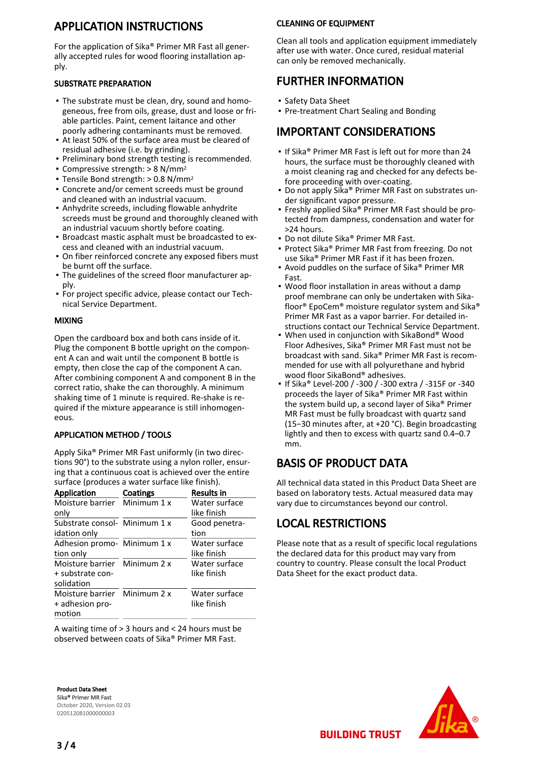## APPLICATION INSTRUCTIONS

For the application of Sika® Primer MR Fast all generally accepted rules for wood flooring installation apply.

### SUBSTRATE PREPARATION

- The substrate must be clean, dry, sound and homogeneous, free from oils, grease, dust and loose or friable particles. Paint, cement laitance and other poorly adhering contaminants must be removed.
- At least 50% of the surface area must be cleared of residual adhesive (i.e. by grinding).
- Preliminary bond strength testing is recommended.
- Compressive strength: > 8 N/mm$^2$
- Tensile Bond strength: > 0.8 N/mm$^2$
- Concrete and/or cement screeds must be ground and cleaned with an industrial vacuum.
- Anhydrite screeds, including flowable anhydrite screeds must be ground and thoroughly cleaned with an industrial vacuum shortly before coating.
- Broadcast mastic asphalt must be broadcasted to excess and cleaned with an industrial vacuum.
- On fiber reinforced concrete any exposed fibers must be burnt off the surface.
- The guidelines of the screed floor manufacturer apply.
- For project specific advice, please contact our Technical Service Department.

### MIXING

Open the cardboard box and both cans inside of it. Plug the component B bottle upright on the component A can and wait until the component B bottle is empty, then close the cap of the component A can. After combining component A and component B in the correct ratio, shake the can thoroughly. A minimum shaking time of 1 minute is required. Re-shake is required if the mixture appearance is still inhomogeneous.

### APPLICATION METHOD / TOOLS

Apply Sika® Primer MR Fast uniformly (in two directions 90°) to the substrate using a nylon roller, ensuring that a continuous coat is achieved over the entire surface (produces a water surface like finish).

| Application | Coatings | Results in |
|---|---|---|
| Moisture barrier only | Minimum 1 x | Water surface like finish |
| Substrate consolidation only | Minimum 1 x | Good penetration |
| Adhesion promotion only | Minimum 1 x | Water surface like finish |
| Moisture barrier + substrate consolidation | Minimum 2 x | Water surface like finish |
| Moisture barrier + adhesion promotion | Minimum 2 x | Water surface like finish |

A waiting time of > 3 hours and < 24 hours must be observed between coats of Sika® Primer MR Fast.

### CLEANING OF EQUIPMENT

Clean all tools and application equipment immediately after use with water. Once cured, residual material can only be removed mechanically.

## FURTHER INFORMATION

- Safety Data Sheet
- Pre-treatment Chart Sealing and Bonding

## IMPORTANT CONSIDERATIONS

- If Sika® Primer MR Fast is left out for more than 24 hours, the surface must be thoroughly cleaned with a moist cleaning rag and checked for any defects before proceeding with over-coating.
- Do not apply Sika® Primer MR Fast on substrates under significant vapor pressure.
- Freshly applied Sika® Primer MR Fast should be protected from dampness, condensation and water for >24 hours.
- Do not dilute Sika® Primer MR Fast.
- Protect Sika® Primer MR Fast from freezing. Do not use Sika® Primer MR Fast if it has been frozen.
- Avoid puddles on the surface of Sika® Primer MR Fast.
- Wood floor installation in areas without a damp proof membrane can only be undertaken with Sikafloor® EpoCem® moisture regulator system and Sika® Primer MR Fast as a vapor barrier. For detailed instructions contact our Technical Service Department.
- When used in conjunction with SikaBond® Wood Floor Adhesives, Sika® Primer MR Fast must not be broadcast with sand. Sika® Primer MR Fast is recommended for use with all polyurethane and hybrid wood floor SikaBond® adhesives.
- If Sika® Level-200 / -300 / -300 extra / -315F or -340 proceeds the layer of Sika® Primer MR Fast within the system build up, a second layer of Sika® Primer MR Fast must be fully broadcast with quartz sand (15−30 minutes after, at +20 °C). Begin broadcasting lightly and then to excess with quartz sand 0.4–0.7 mm.

## BASIS OF PRODUCT DATA

All technical data stated in this Product Data Sheet are based on laboratory tests. Actual measured data may vary due to circumstances beyond our control.

## LOCAL RESTRICTIONS

Please note that as a result of specific local regulations the declared data for this product may vary from country to country. Please consult the local Product Data Sheet for the exact product data.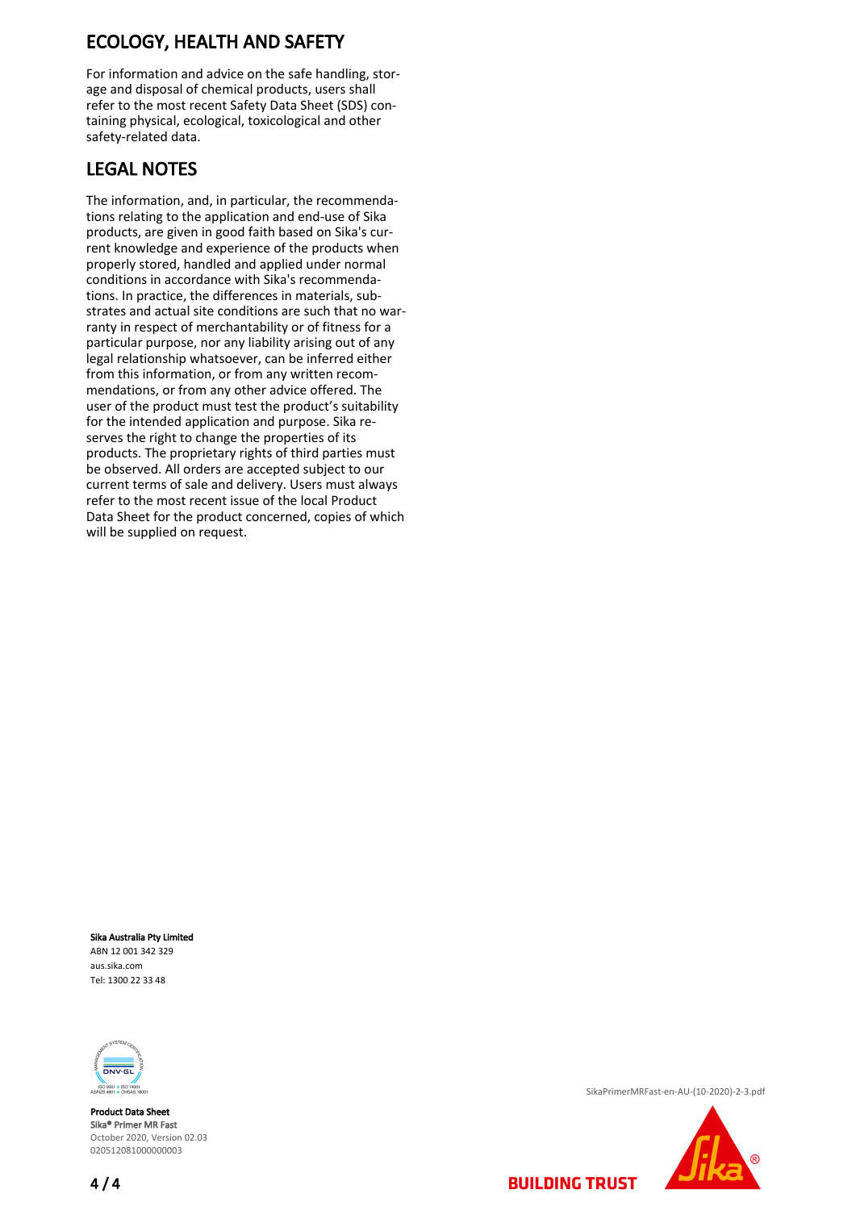## ECOLOGY, HEALTH AND SAFETY

For information and advice on the safe handling, storage and disposal of chemical products, users shall refer to the most recent Safety Data Sheet (SDS) containing physical, ecological, toxicological and other safety-related data.

## LEGAL NOTES

The information, and, in particular, the recommendations relating to the application and end-use of Sika products, are given in good faith based on Sika's current knowledge and experience of the products when properly stored, handled and applied under normal conditions in accordance with Sika's recommendations. In practice, the differences in materials, substrates and actual site conditions are such that no warranty in respect of merchantability or of fitness for a particular purpose, nor any liability arising out of any legal relationship whatsoever, can be inferred either from this information, or from any written recommendations, or from any other advice offered. The user of the product must test the product's suitability for the intended application and purpose. Sika reserves the right to change the properties of its products. The proprietary rights of third parties must be observed. All orders are accepted subject to our current terms of sale and delivery. Users must always refer to the most recent issue of the local Product Data Sheet for the product concerned, copies of which will be supplied on request.

**Sika Australia Pty Limited**
ABN 12 001 342 329
aus.sika.com
Tel: 1300 22 33 48

ISO 9001 ≡ ISO 14001
AS/NZS 4801 ≡ OHSAS 18001

**Product Data Sheet**
**Sika® Primer MR Fast**
October 2020, Version 02.03
020512081000000003

SikaPrimerMRFast-en-AU-(10-2020)-2-3.pdf

BUILDING TRUST